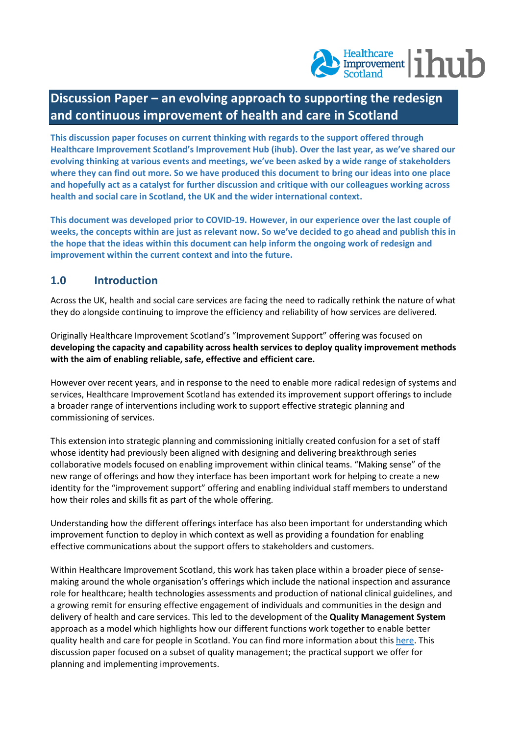# Discussion Paper – an evolving approach to supporting the redesign and continuous improvement of health and care in Scotland

**This discussion paper focuses on current thinking with regards to the support offered through Healthcare Improvement Scotland's Improvement Hub (ihub). Over the last year, as we've shared our evolving thinking at various events and meetings, we've been asked by a wide range of stakeholders where they can find out more. So we have produced this document to bring our ideas into one place and hopefully act as a catalyst for further discussion and critique with our colleagues working across health and social care in Scotland, the UK and the wider international context.**

**This document was developed prior to COVID-19. However, in our experience over the last couple of weeks, the concepts within are just as relevant now. So we've decided to go ahead and publish this in the hope that the ideas within this document can help inform the ongoing work of redesign and improvement within the current context and into the future.**

## 1.0 Introduction

Across the UK, health and social care services are facing the need to radically rethink the nature of what they do alongside continuing to improve the efficiency and reliability of how services are delivered.

Originally Healthcare Improvement Scotland's "Improvement Support" offering was focused on **developing the capacity and capability across health services to deploy quality improvement methods with the aim of enabling reliable, safe, effective and efficient care.**

However over recent years, and in response to the need to enable more radical redesign of systems and services, Healthcare Improvement Scotland has extended its improvement support offerings to include a broader range of interventions including work to support effective strategic planning and commissioning of services.

This extension into strategic planning and commissioning initially created confusion for a set of staff whose identity had previously been aligned with designing and delivering breakthrough series collaborative models focused on enabling improvement within clinical teams. "Making sense" of the new range of offerings and how they interface has been important work for helping to create a new identity for the "improvement support" offering and enabling individual staff members to understand how their roles and skills fit as part of the whole offering.

Understanding how the different offerings interface has also been important for understanding which improvement function to deploy in which context as well as providing a foundation for enabling effective communications about the support offers to stakeholders and customers.

Within Healthcare Improvement Scotland, this work has taken place within a broader piece of sense-making around the whole organisation's offerings which include the national inspection and assurance role for healthcare; health technologies assessments and production of national clinical guidelines, and a growing remit for ensuring effective engagement of individuals and communities in the design and delivery of health and care services. This led to the development of the **Quality Management System** approach as a model which highlights how our different functions work together to enable better quality health and care for people in Scotland. You can find more information about this here. This discussion paper focused on a subset of quality management; the practical support we offer for planning and implementing improvements.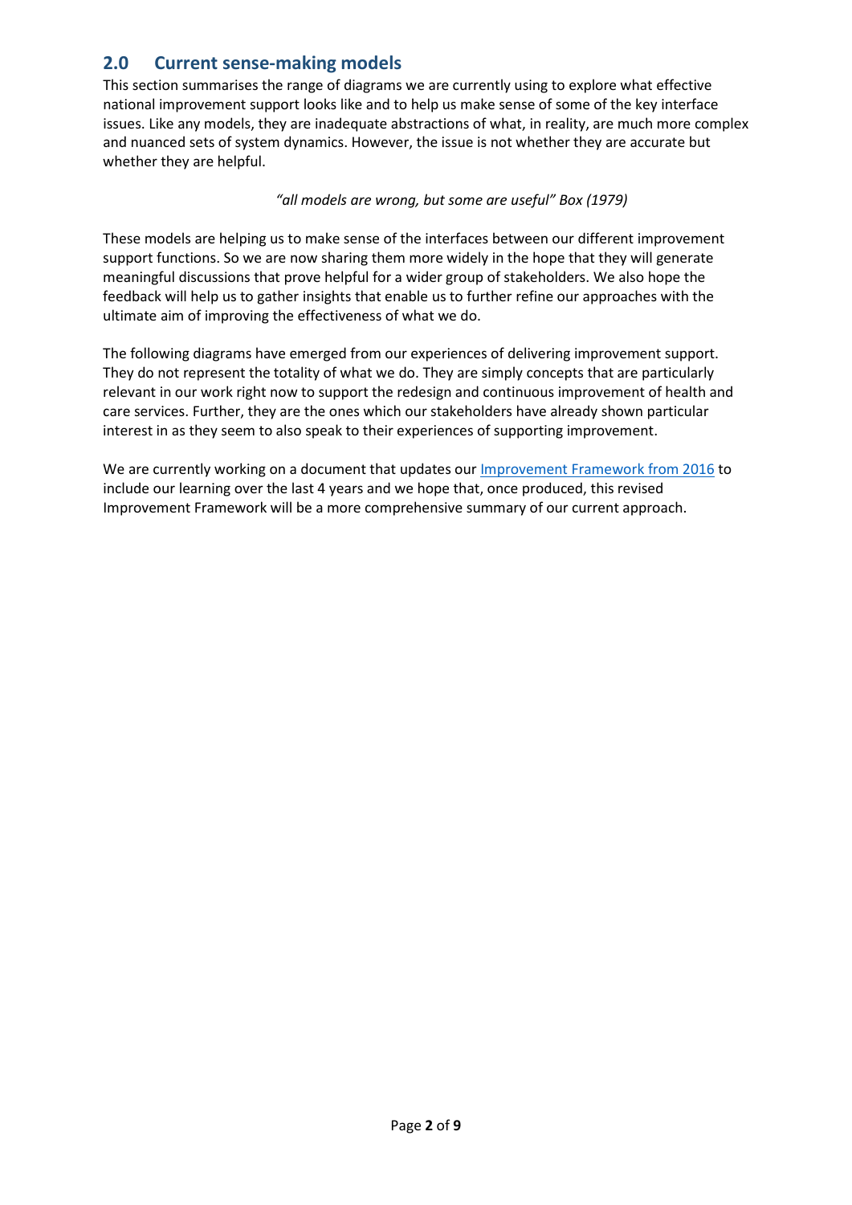## 2.0 Current sense-making models

This section summarises the range of diagrams we are currently using to explore what effective national improvement support looks like and to help us make sense of some of the key interface issues. Like any models, they are inadequate abstractions of what, in reality, are much more complex and nuanced sets of system dynamics. However, the issue is not whether they are accurate but whether they are helpful.

*"all models are wrong, but some are useful" Box (1979)*

These models are helping us to make sense of the interfaces between our different improvement support functions. So we are now sharing them more widely in the hope that they will generate meaningful discussions that prove helpful for a wider group of stakeholders. We also hope the feedback will help us to gather insights that enable us to further refine our approaches with the ultimate aim of improving the effectiveness of what we do.

The following diagrams have emerged from our experiences of delivering improvement support. They do not represent the totality of what we do. They are simply concepts that are particularly relevant in our work right now to support the redesign and continuous improvement of health and care services. Further, they are the ones which our stakeholders have already shown particular interest in as they seem to also speak to their experiences of supporting improvement.

We are currently working on a document that updates our Improvement Framework from 2016 to include our learning over the last 4 years and we hope that, once produced, this revised Improvement Framework will be a more comprehensive summary of our current approach.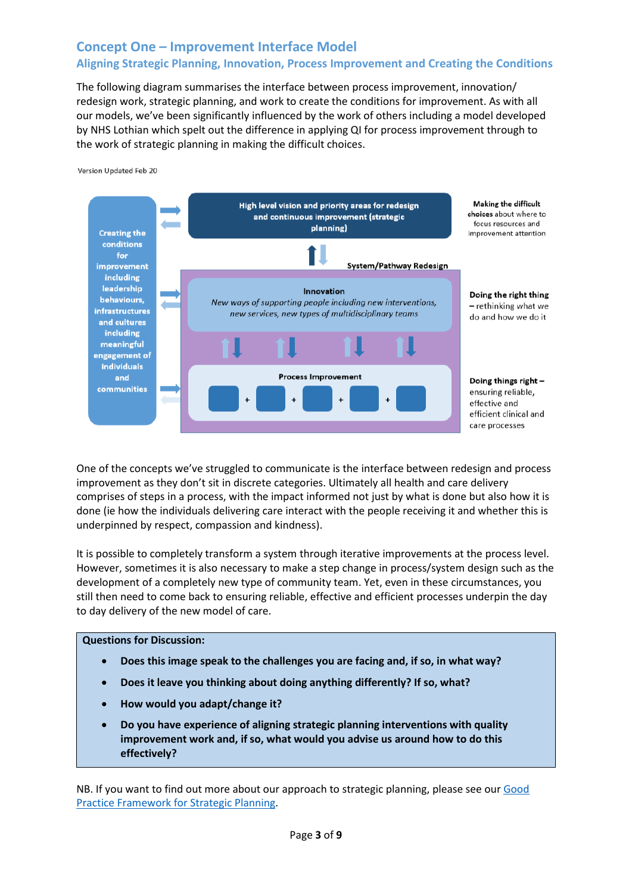## Concept One – Improvement Interface Model

### Aligning Strategic Planning, Innovation, Process Improvement and Creating the Conditions

The following diagram summarises the interface between process improvement, innovation/ redesign work, strategic planning, and work to create the conditions for improvement. As with all our models, we've been significantly influenced by the work of others including a model developed by NHS Lothian which spelt out the difference in applying QI for process improvement through to the work of strategic planning in making the difficult choices.

Version Updated Feb 20

Creating the conditions for improvement including leadership behaviours, infrastructures and cultures including meaningful engagement of individuals and communities

High level vision and priority areas for redesign and continuous improvement (strategic planning)

Making the difficult choices about where to focus resources and improvement attention

System/Pathway Redesign

Innovation
*New ways of supporting people including new interventions, new services, new types of multidisciplinary teams*

Doing the right thing – rethinking what we do and how we do it

Process Improvement

Doing things right – ensuring reliable, effective and efficient clinical and care processes

One of the concepts we've struggled to communicate is the interface between redesign and process improvement as they don't sit in discrete categories. Ultimately all health and care delivery comprises of steps in a process, with the impact informed not just by what is done but also how it is done (ie how the individuals delivering care interact with the people receiving it and whether this is underpinned by respect, compassion and kindness).

It is possible to completely transform a system through iterative improvements at the process level. However, sometimes it is also necessary to make a step change in process/system design such as the development of a completely new type of community team. Yet, even in these circumstances, you still then need to come back to ensuring reliable, effective and efficient processes underpin the day to day delivery of the new model of care.

**Questions for Discussion:**

- **Does this image speak to the challenges you are facing and, if so, in what way?**
- **Does it leave you thinking about doing anything differently? If so, what?**
- **How would you adapt/change it?**
- **Do you have experience of aligning strategic planning interventions with quality improvement work and, if so, what would you advise us around how to do this effectively?**

NB. If you want to find out more about our approach to strategic planning, please see our Good Practice Framework for Strategic Planning.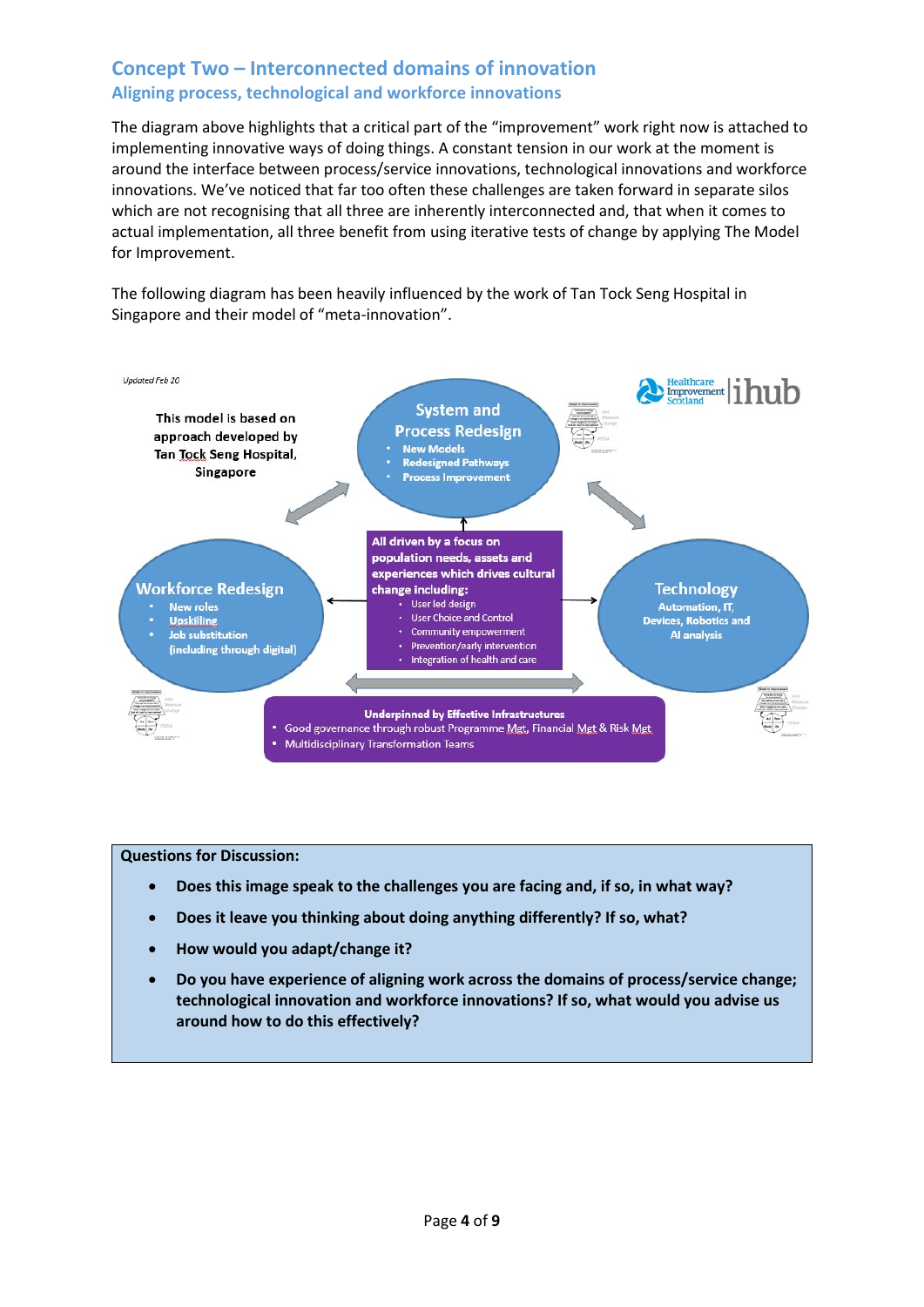## Concept Two – Interconnected domains of innovation

### Aligning process, technological and workforce innovations

The diagram above highlights that a critical part of the “improvement” work right now is attached to implementing innovative ways of doing things. A constant tension in our work at the moment is around the interface between process/service innovations, technological innovations and workforce innovations. We’ve noticed that far too often these challenges are taken forward in separate silos which are not recognising that all three are inherently interconnected and, that when it comes to actual implementation, all three benefit from using iterative tests of change by applying The Model for Improvement.

The following diagram has been heavily influenced by the work of Tan Tock Seng Hospital in Singapore and their model of “meta-innovation”.

*Updated Feb 20*

This model is based on approach developed by Tan Tock Seng Hospital, Singapore

**System and Process Redesign**
- New Models
- Redesigned Pathways
- Process Improvement

**Workforce Redesign**
- New roles
- Upskilling
- Job substitution (including through digital)

**Technology**
Automation, IT, Devices, Robotics and AI analysis

**All driven by a focus on population needs, assets and experiences which drives cultural change including:**
- User led design
- User Choice and Control
- Community empowerment
- Prevention/early intervention
- Integration of health and care

**Underpinned by Effective Infrastructures**
- Good governance through robust Programme Mgt, Financial Mgt & Risk Mgt
- Multidisciplinary Transformation Teams

**Questions for Discussion:**

- **Does this image speak to the challenges you are facing and, if so, in what way?**
- **Does it leave you thinking about doing anything differently? If so, what?**
- **How would you adapt/change it?**
- **Do you have experience of aligning work across the domains of process/service change; technological innovation and workforce innovations? If so, what would you advise us around how to do this effectively?**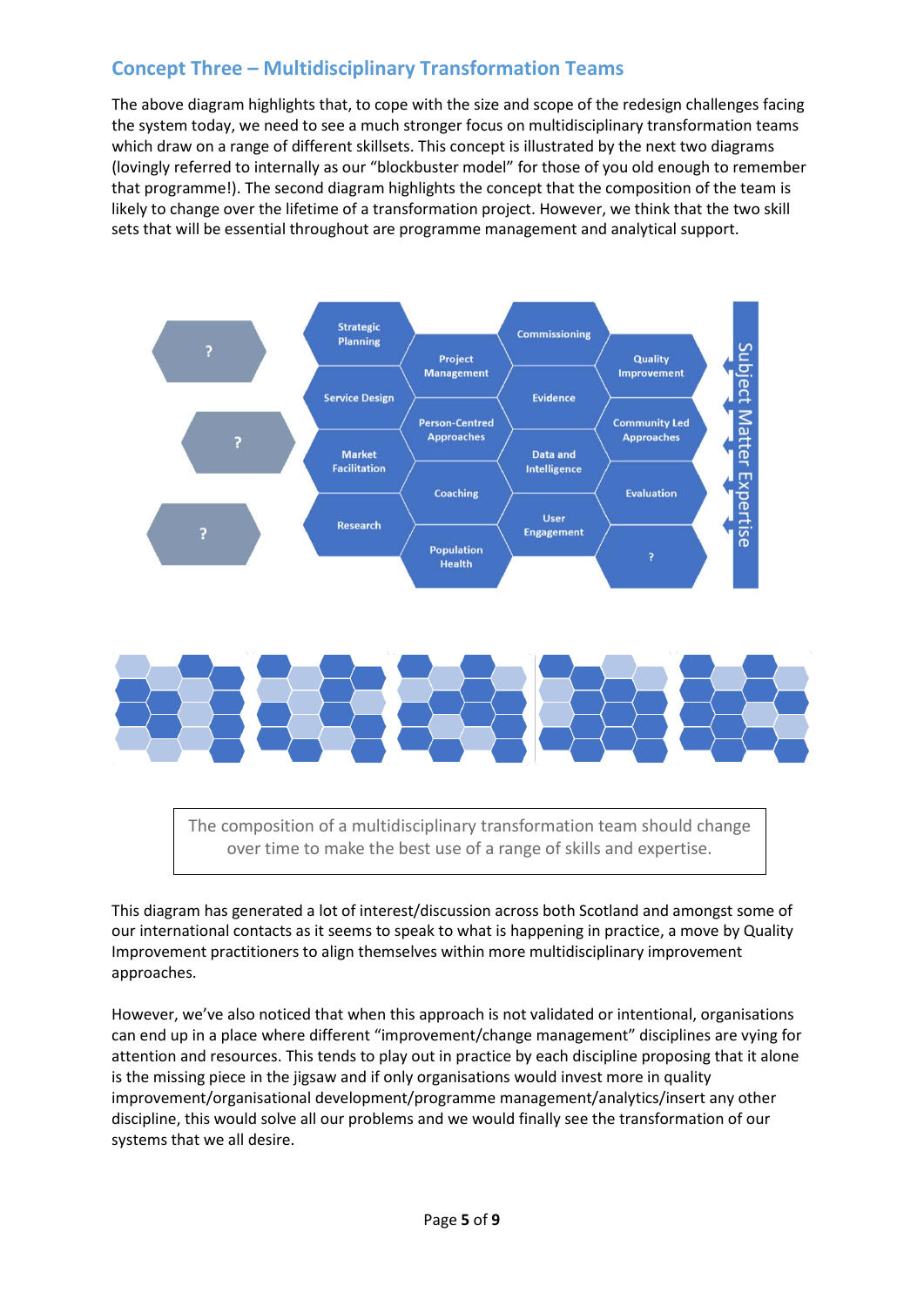## Concept Three – Multidisciplinary Transformation Teams

The above diagram highlights that, to cope with the size and scope of the redesign challenges facing the system today, we need to see a much stronger focus on multidisciplinary transformation teams which draw on a range of different skillsets. This concept is illustrated by the next two diagrams (lovingly referred to internally as our "blockbuster model" for those of you old enough to remember that programme!). The second diagram highlights the concept that the composition of the team is likely to change over the lifetime of a transformation project. However, we think that the two skill sets that will be essential throughout are programme management and analytical support.

The composition of a multidisciplinary transformation team should change over time to make the best use of a range of skills and expertise.

This diagram has generated a lot of interest/discussion across both Scotland and amongst some of our international contacts as it seems to speak to what is happening in practice, a move by Quality Improvement practitioners to align themselves within more multidisciplinary improvement approaches.

However, we've also noticed that when this approach is not validated or intentional, organisations can end up in a place where different "improvement/change management" disciplines are vying for attention and resources. This tends to play out in practice by each discipline proposing that it alone is the missing piece in the jigsaw and if only organisations would invest more in quality improvement/organisational development/programme management/analytics/insert any other discipline, this would solve all our problems and we would finally see the transformation of our systems that we all desire.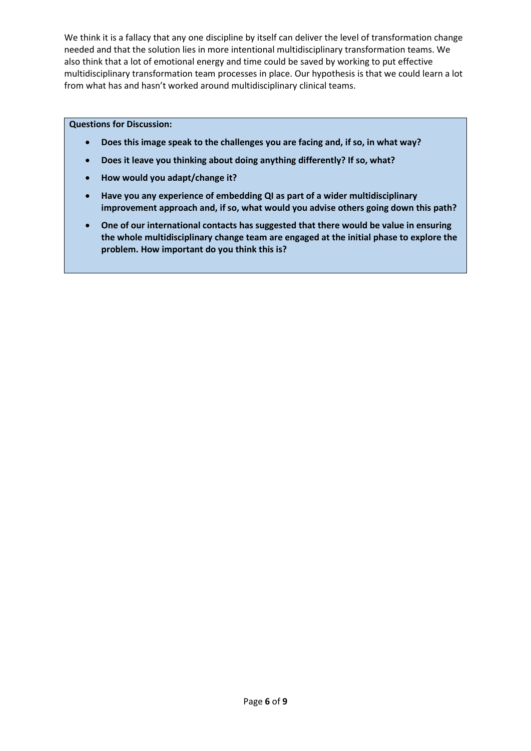We think it is a fallacy that any one discipline by itself can deliver the level of transformation change needed and that the solution lies in more intentional multidisciplinary transformation teams. We also think that a lot of emotional energy and time could be saved by working to put effective multidisciplinary transformation team processes in place. Our hypothesis is that we could learn a lot from what has and hasn't worked around multidisciplinary clinical teams.

**Questions for Discussion:**

- **Does this image speak to the challenges you are facing and, if so, in what way?**
- **Does it leave you thinking about doing anything differently? If so, what?**
- **How would you adapt/change it?**
- **Have you any experience of embedding QI as part of a wider multidisciplinary improvement approach and, if so, what would you advise others going down this path?**
- **One of our international contacts has suggested that there would be value in ensuring the whole multidisciplinary change team are engaged at the initial phase to explore the problem. How important do you think this is?**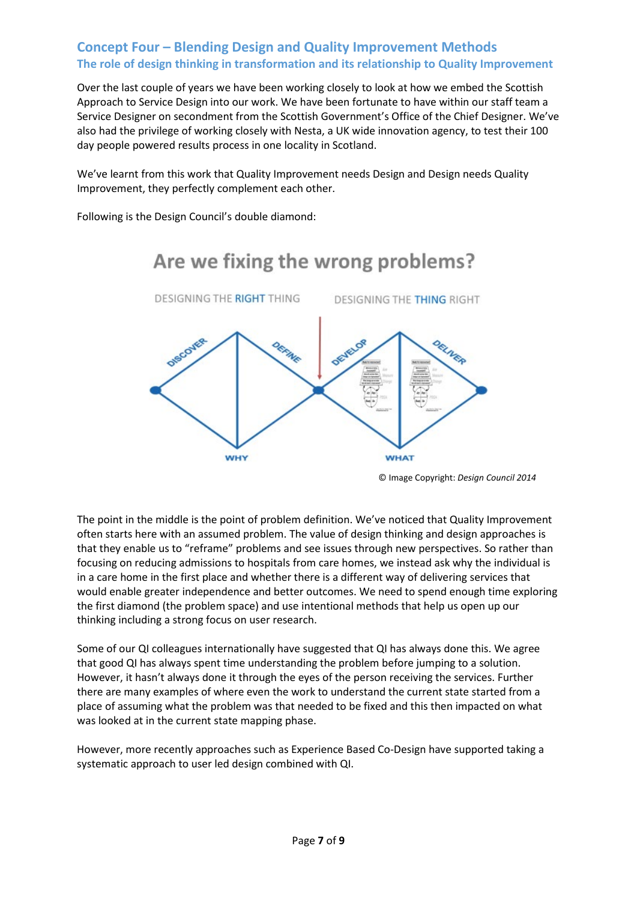## Concept Four – Blending Design and Quality Improvement Methods

### The role of design thinking in transformation and its relationship to Quality Improvement

Over the last couple of years we have been working closely to look at how we embed the Scottish Approach to Service Design into our work. We have been fortunate to have within our staff team a Service Designer on secondment from the Scottish Government's Office of the Chief Designer. We've also had the privilege of working closely with Nesta, a UK wide innovation agency, to test their 100 day people powered results process in one locality in Scotland.

We've learnt from this work that Quality Improvement needs Design and Design needs Quality Improvement, they perfectly complement each other.

Following is the Design Council's double diamond:

Are we fixing the wrong problems?

DESIGNING THE RIGHT THING    DESIGNING THE THING RIGHT

DISCOVER    DEFINE    DEVELOP    DELIVER

WHY    WHAT

© Image Copyright: *Design Council 2014*

The point in the middle is the point of problem definition. We've noticed that Quality Improvement often starts here with an assumed problem. The value of design thinking and design approaches is that they enable us to "reframe" problems and see issues through new perspectives. So rather than focusing on reducing admissions to hospitals from care homes, we instead ask why the individual is in a care home in the first place and whether there is a different way of delivering services that would enable greater independence and better outcomes. We need to spend enough time exploring the first diamond (the problem space) and use intentional methods that help us open up our thinking including a strong focus on user research.

Some of our QI colleagues internationally have suggested that QI has always done this. We agree that good QI has always spent time understanding the problem before jumping to a solution. However, it hasn't always done it through the eyes of the person receiving the services. Further there are many examples of where even the work to understand the current state started from a place of assuming what the problem was that needed to be fixed and this then impacted on what was looked at in the current state mapping phase.

However, more recently approaches such as Experience Based Co-Design have supported taking a systematic approach to user led design combined with QI.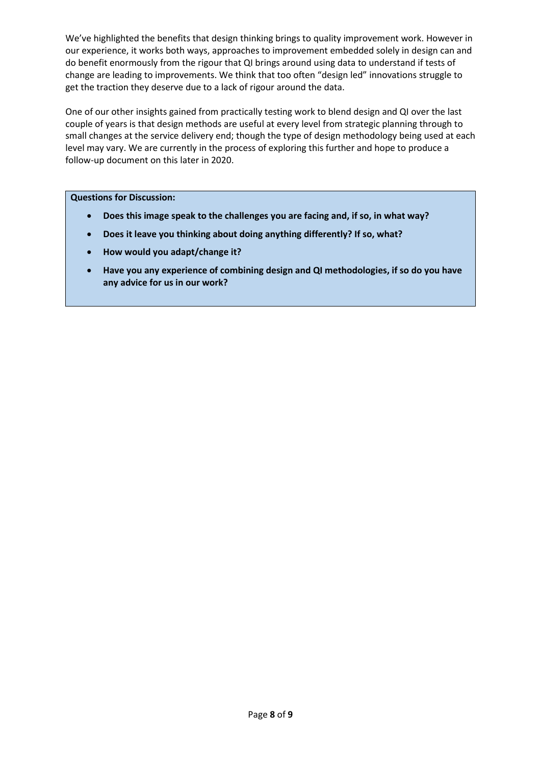We've highlighted the benefits that design thinking brings to quality improvement work. However in our experience, it works both ways, approaches to improvement embedded solely in design can and do benefit enormously from the rigour that QI brings around using data to understand if tests of change are leading to improvements. We think that too often "design led" innovations struggle to get the traction they deserve due to a lack of rigour around the data.

One of our other insights gained from practically testing work to blend design and QI over the last couple of years is that design methods are useful at every level from strategic planning through to small changes at the service delivery end; though the type of design methodology being used at each level may vary. We are currently in the process of exploring this further and hope to produce a follow-up document on this later in 2020.

**Questions for Discussion:**

- **Does this image speak to the challenges you are facing and, if so, in what way?**
- **Does it leave you thinking about doing anything differently? If so, what?**
- **How would you adapt/change it?**
- **Have you any experience of combining design and QI methodologies, if so do you have any advice for us in our work?**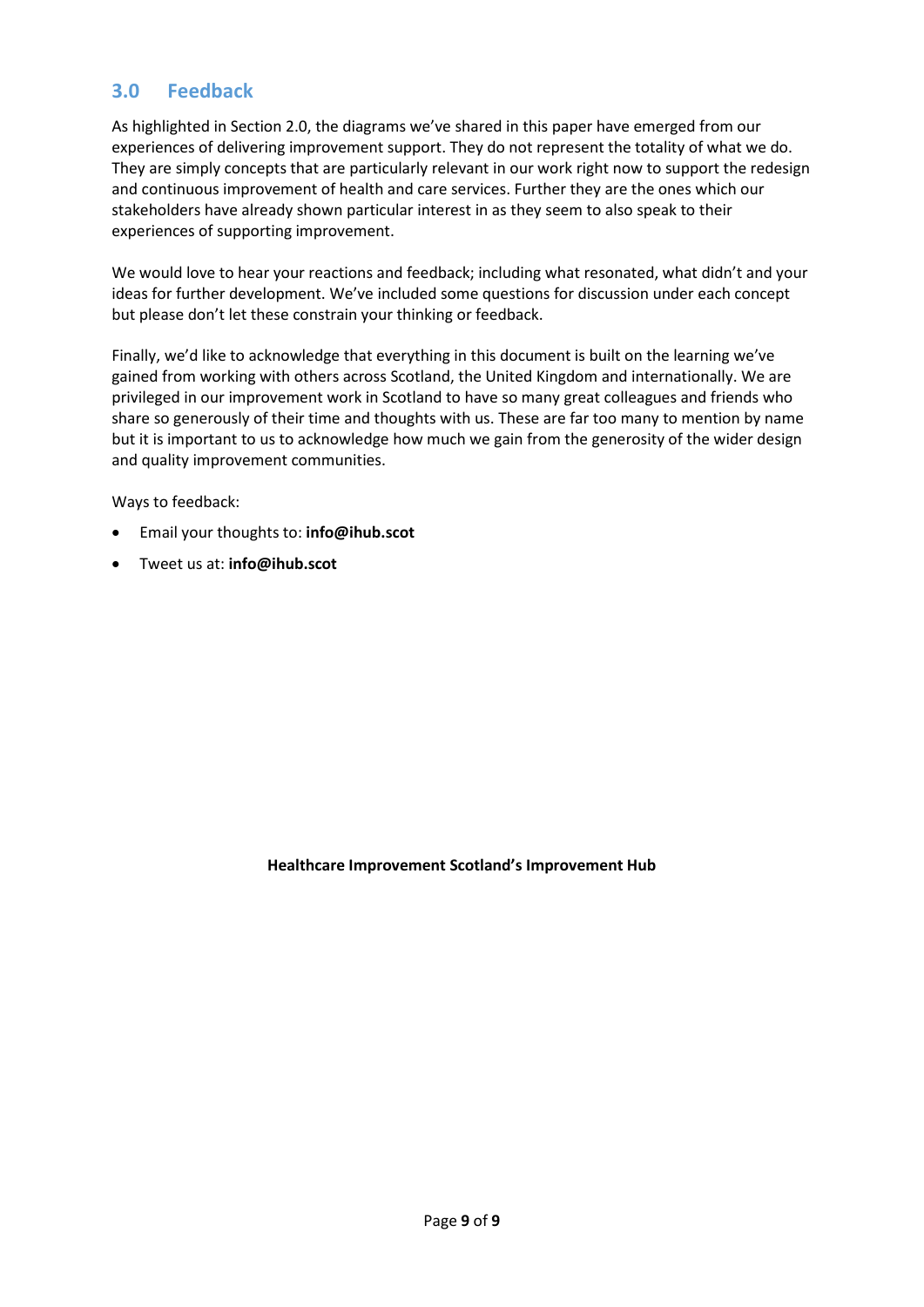## 3.0 Feedback

As highlighted in Section 2.0, the diagrams we've shared in this paper have emerged from our experiences of delivering improvement support. They do not represent the totality of what we do. They are simply concepts that are particularly relevant in our work right now to support the redesign and continuous improvement of health and care services. Further they are the ones which our stakeholders have already shown particular interest in as they seem to also speak to their experiences of supporting improvement.

We would love to hear your reactions and feedback; including what resonated, what didn't and your ideas for further development. We've included some questions for discussion under each concept but please don't let these constrain your thinking or feedback.

Finally, we'd like to acknowledge that everything in this document is built on the learning we've gained from working with others across Scotland, the United Kingdom and internationally. We are privileged in our improvement work in Scotland to have so many great colleagues and friends who share so generously of their time and thoughts with us. These are far too many to mention by name but it is important to us to acknowledge how much we gain from the generosity of the wider design and quality improvement communities.

Ways to feedback:

- Email your thoughts to: **info@ihub.scot**
- Tweet us at: **info@ihub.scot**

**Healthcare Improvement Scotland's Improvement Hub**